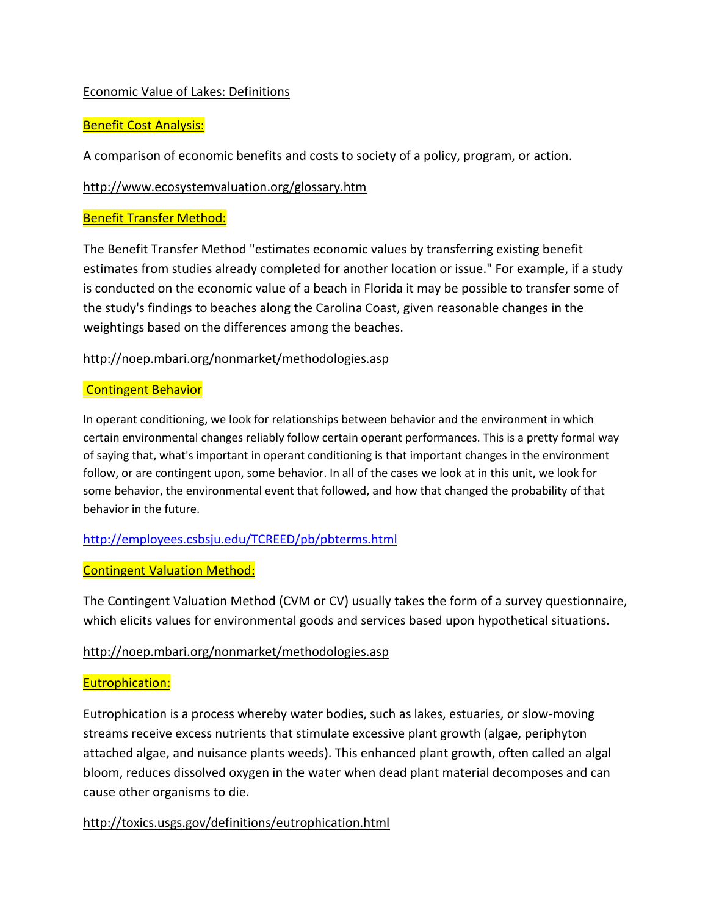# Economic Value of Lakes: Definitions

## Benefit Cost Analysis:

A comparison of economic benefits and costs to society of a policy, program, or action.

http://www.ecosystemvaluation.org/glossary.htm

## Benefit Transfer Method:

The Benefit Transfer Method "estimates economic values by transferring existing benefit estimates from studies already completed for another location or issue." For example, if a study is conducted on the economic value of a beach in Florida it may be possible to transfer some of the study's findings to beaches along the Carolina Coast, given reasonable changes in the weightings based on the differences among the beaches.

http://noep.mbari.org/nonmarket/methodologies.asp

## Contingent Behavior

In operant conditioning, we look for relationships between behavior and the environment in which certain environmental changes reliably follow certain operant performances. This is a pretty formal way of saying that, what's important in operant conditioning is that important changes in the environment follow, or are contingent upon, some behavior. In all of the cases we look at in this unit, we look for some behavior, the environmental event that followed, and how that changed the probability of that behavior in the future.

http://employees.csbsju.edu/TCREED/pb/pbterms.html

## Contingent Valuation Method:

The Contingent Valuation Method (CVM or CV) usually takes the form of a survey questionnaire, which elicits values for environmental goods and services based upon hypothetical situations.

http://noep.mbari.org/nonmarket/methodologies.asp

## Eutrophication:

Eutrophication is a process whereby water bodies, such as lakes, estuaries, or slow-moving streams receive excess nutrients that stimulate excessive plant growth (algae, periphyton attached algae, and nuisance plants weeds). This enhanced plant growth, often called an algal bloom, reduces dissolved oxygen in the water when dead plant material decomposes and can cause other organisms to die.

http://toxics.usgs.gov/definitions/eutrophication.html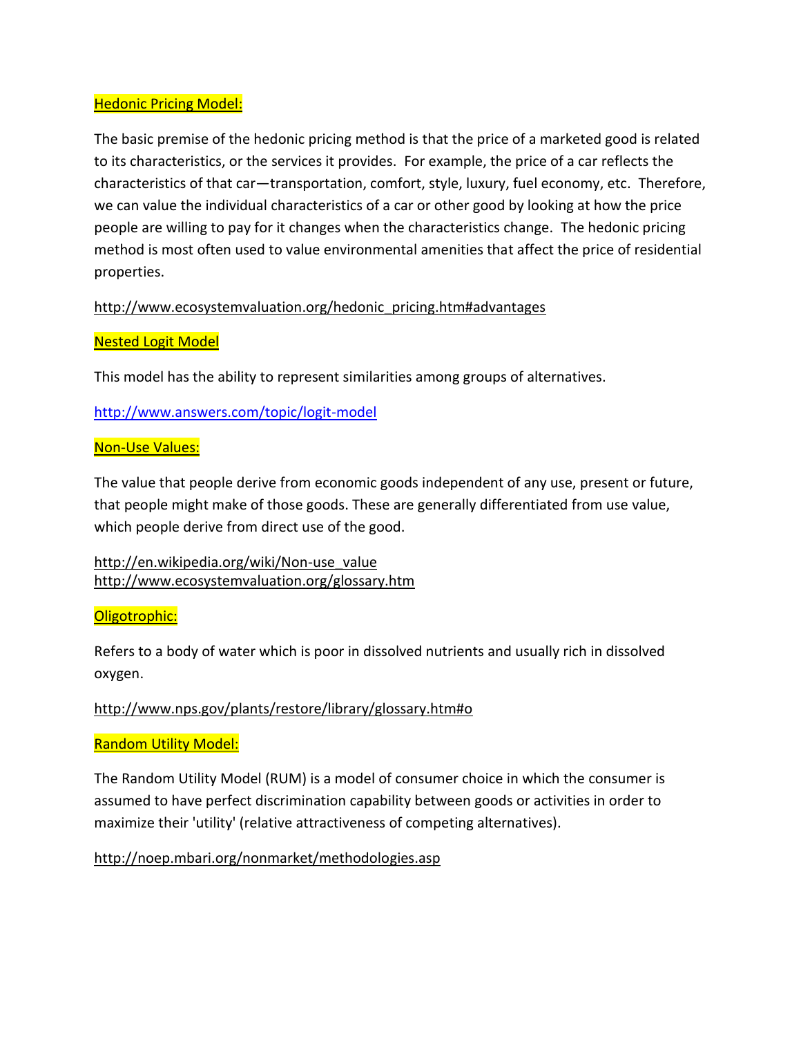## Hedonic Pricing Model:

The basic premise of the hedonic pricing method is that the price of a marketed good is related to its characteristics, or the services it provides. For example, the price of a car reflects the characteristics of that car—transportation, comfort, style, luxury, fuel economy, etc. Therefore, we can value the individual characteristics of a car or other good by looking at how the price people are willing to pay for it changes when the characteristics change. The hedonic pricing method is most often used to value environmental amenities that affect the price of residential properties.

http://www.ecosystemvaluation.org/hedonic_pricing.htm#advantages

## Nested Logit Model

This model has the ability to represent similarities among groups of alternatives.

http://www.answers.com/topic/logit-model

## Non-Use Values:

The value that people derive from economic goods independent of any use, present or future, that people might make of those goods. These are generally differentiated from use value, which people derive from direct use of the good.

http://en.wikipedia.org/wiki/Non-use_value
http://www.ecosystemvaluation.org/glossary.htm

## Oligotrophic:

Refers to a body of water which is poor in dissolved nutrients and usually rich in dissolved oxygen.

http://www.nps.gov/plants/restore/library/glossary.htm#o

## Random Utility Model:

The Random Utility Model (RUM) is a model of consumer choice in which the consumer is assumed to have perfect discrimination capability between goods or activities in order to maximize their 'utility' (relative attractiveness of competing alternatives).

http://noep.mbari.org/nonmarket/methodologies.asp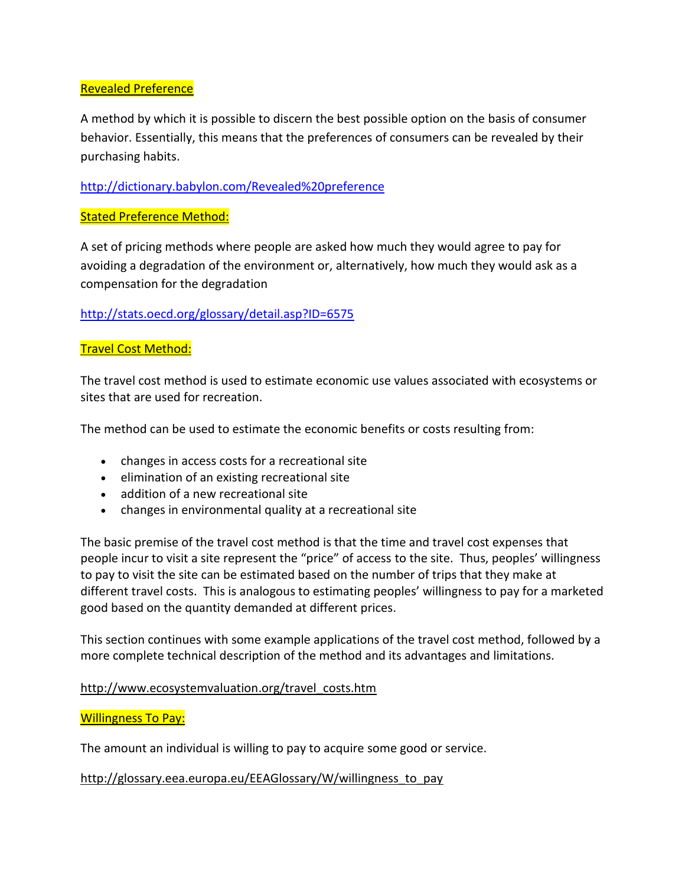## Revealed Preference

A method by which it is possible to discern the best possible option on the basis of consumer behavior. Essentially, this means that the preferences of consumers can be revealed by their purchasing habits.

http://dictionary.babylon.com/Revealed%20preference

## Stated Preference Method:

A set of pricing methods where people are asked how much they would agree to pay for avoiding a degradation of the environment or, alternatively, how much they would ask as a compensation for the degradation

http://stats.oecd.org/glossary/detail.asp?ID=6575

## Travel Cost Method:

The travel cost method is used to estimate economic use values associated with ecosystems or sites that are used for recreation.

The method can be used to estimate the economic benefits or costs resulting from:

- changes in access costs for a recreational site
- elimination of an existing recreational site
- addition of a new recreational site
- changes in environmental quality at a recreational site

The basic premise of the travel cost method is that the time and travel cost expenses that people incur to visit a site represent the "price" of access to the site. Thus, peoples' willingness to pay to visit the site can be estimated based on the number of trips that they make at different travel costs. This is analogous to estimating peoples' willingness to pay for a marketed good based on the quantity demanded at different prices.

This section continues with some example applications of the travel cost method, followed by a more complete technical description of the method and its advantages and limitations.

http://www.ecosystemvaluation.org/travel_costs.htm

## Willingness To Pay:

The amount an individual is willing to pay to acquire some good or service.

http://glossary.eea.europa.eu/EEAGlossary/W/willingness_to_pay